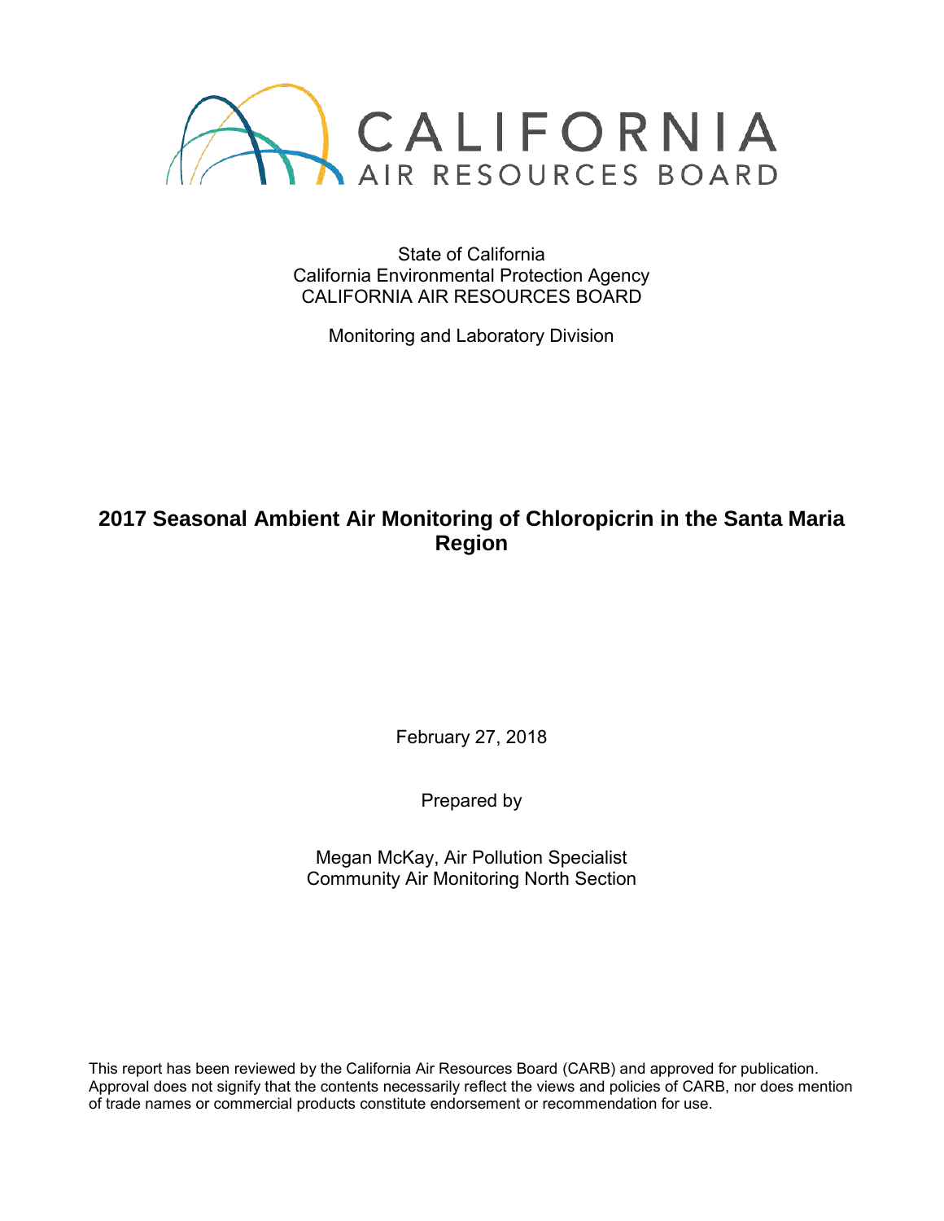CALIFORNIA
AIR RESOURCES BOARD

State of California
California Environmental Protection Agency
CALIFORNIA AIR RESOURCES BOARD

Monitoring and Laboratory Division

# 2017 Seasonal Ambient Air Monitoring of Chloropicrin in the Santa Maria Region

February 27, 2018

Prepared by

Megan McKay, Air Pollution Specialist
Community Air Monitoring North Section

This report has been reviewed by the California Air Resources Board (CARB) and approved for publication. Approval does not signify that the contents necessarily reflect the views and policies of CARB, nor does mention of trade names or commercial products constitute endorsement or recommendation for use.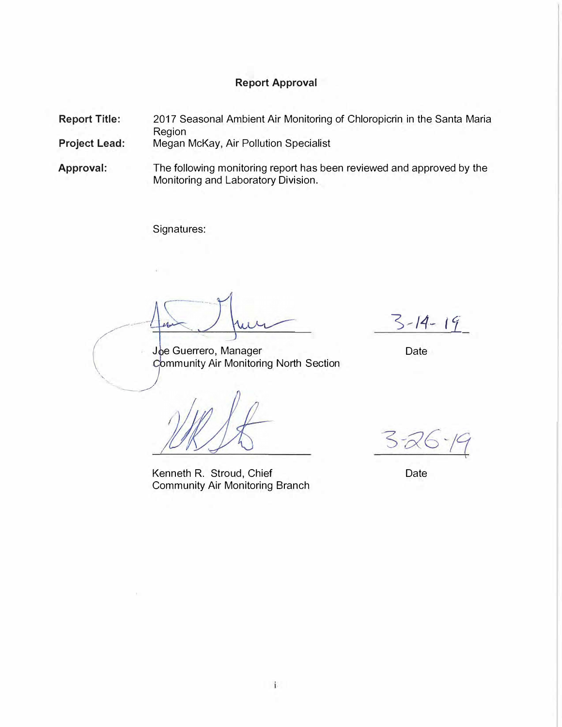## Report Approval

**Report Title:** 2017 Seasonal Ambient Air Monitoring of Chloropicrin in the Santa Maria Region

**Project Lead:** Megan McKay, Air Pollution Specialist

**Approval:** The following monitoring report has been reviewed and approved by the Monitoring and Laboratory Division.

Signatures:

Joe Guerrero, Manager
Community Air Monitoring North Section

Date: 3-14-19

Kenneth R. Stroud, Chief
Community Air Monitoring Branch

Date: 3-26-19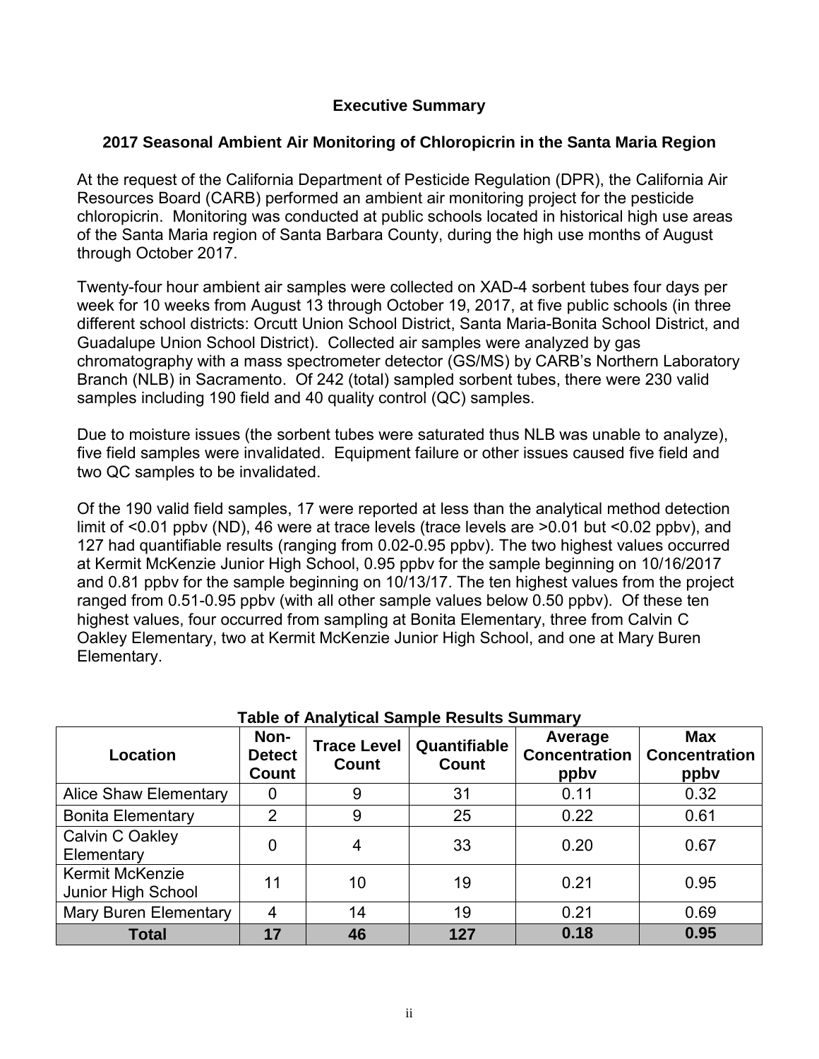# Executive Summary

## 2017 Seasonal Ambient Air Monitoring of Chloropicrin in the Santa Maria Region

At the request of the California Department of Pesticide Regulation (DPR), the California Air Resources Board (CARB) performed an ambient air monitoring project for the pesticide chloropicrin. Monitoring was conducted at public schools located in historical high use areas of the Santa Maria region of Santa Barbara County, during the high use months of August through October 2017.

Twenty-four hour ambient air samples were collected on XAD-4 sorbent tubes four days per week for 10 weeks from August 13 through October 19, 2017, at five public schools (in three different school districts: Orcutt Union School District, Santa Maria-Bonita School District, and Guadalupe Union School District). Collected air samples were analyzed by gas chromatography with a mass spectrometer detector (GS/MS) by CARB's Northern Laboratory Branch (NLB) in Sacramento. Of 242 (total) sampled sorbent tubes, there were 230 valid samples including 190 field and 40 quality control (QC) samples.

Due to moisture issues (the sorbent tubes were saturated thus NLB was unable to analyze), five field samples were invalidated. Equipment failure or other issues caused five field and two QC samples to be invalidated.

Of the 190 valid field samples, 17 were reported at less than the analytical method detection limit of <0.01 ppbv (ND), 46 were at trace levels (trace levels are >0.01 but <0.02 ppbv), and 127 had quantifiable results (ranging from 0.02-0.95 ppbv). The two highest values occurred at Kermit McKenzie Junior High School, 0.95 ppbv for the sample beginning on 10/16/2017 and 0.81 ppbv for the sample beginning on 10/13/17. The ten highest values from the project ranged from 0.51-0.95 ppbv (with all other sample values below 0.50 ppbv). Of these ten highest values, four occurred from sampling at Bonita Elementary, three from Calvin C Oakley Elementary, two at Kermit McKenzie Junior High School, and one at Mary Buren Elementary.

**Table of Analytical Sample Results Summary**

| Location | Non-Detect Count | Trace Level Count | Quantifiable Count | Average Concentration ppbv | Max Concentration ppbv |
|---|---|---|---|---|---|
| Alice Shaw Elementary | 0 | 9 | 31 | 0.11 | 0.32 |
| Bonita Elementary | 2 | 9 | 25 | 0.22 | 0.61 |
| Calvin C Oakley Elementary | 0 | 4 | 33 | 0.20 | 0.67 |
| Kermit McKenzie Junior High School | 11 | 10 | 19 | 0.21 | 0.95 |
| Mary Buren Elementary | 4 | 14 | 19 | 0.21 | 0.69 |
| **Total** | **17** | **46** | **127** | **0.18** | **0.95** |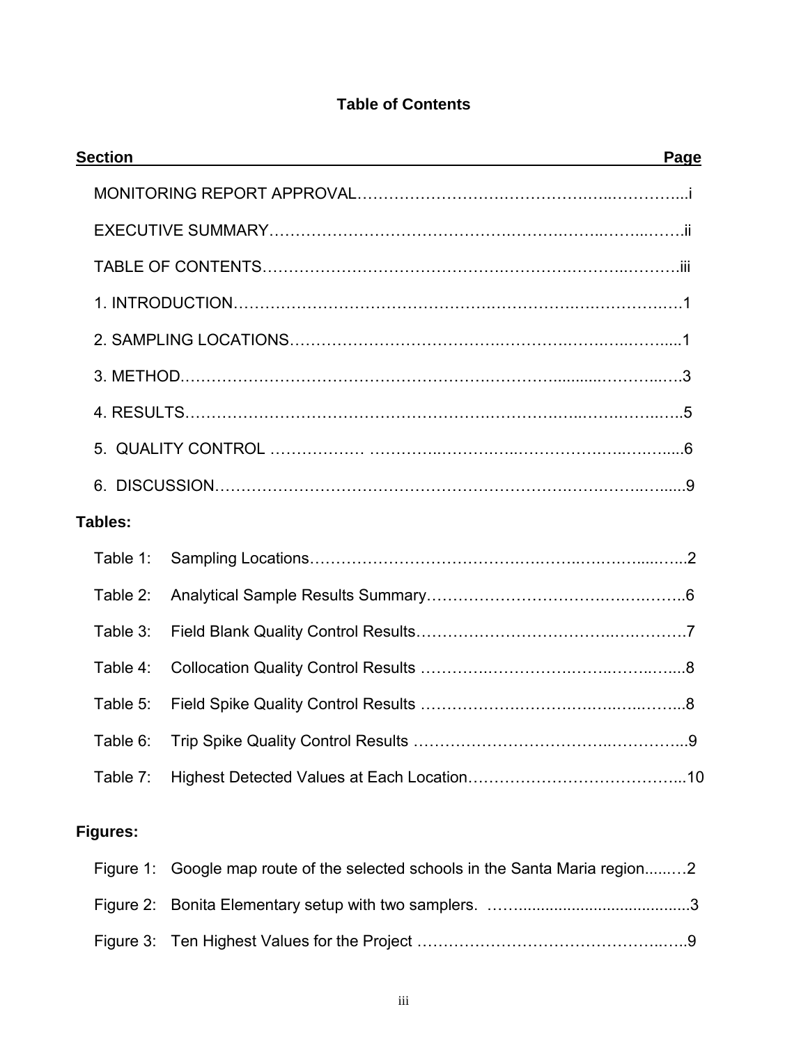# Table of Contents

| Section | Page |
|---|---|
| MONITORING REPORT APPROVAL | i |
| EXECUTIVE SUMMARY | ii |
| TABLE OF CONTENTS | iii |
| 1. INTRODUCTION | 1 |
| 2. SAMPLING LOCATIONS | 1 |
| 3. METHOD | 3 |
| 4. RESULTS | 5 |
| 5. QUALITY CONTROL | 6 |
| 6. DISCUSSION | 9 |

**Tables:**

| | | |
|---|---|---|
| Table 1: | Sampling Locations | 2 |
| Table 2: | Analytical Sample Results Summary | 6 |
| Table 3: | Field Blank Quality Control Results | 7 |
| Table 4: | Collocation Quality Control Results | 8 |
| Table 5: | Field Spike Quality Control Results | 8 |
| Table 6: | Trip Spike Quality Control Results | 9 |
| Table 7: | Highest Detected Values at Each Location | 10 |

**Figures:**

| | | |
|---|---|---|
| Figure 1: | Google map route of the selected schools in the Santa Maria region | 2 |
| Figure 2: | Bonita Elementary setup with two samplers. | 3 |
| Figure 3: | Ten Highest Values for the Project | 9 |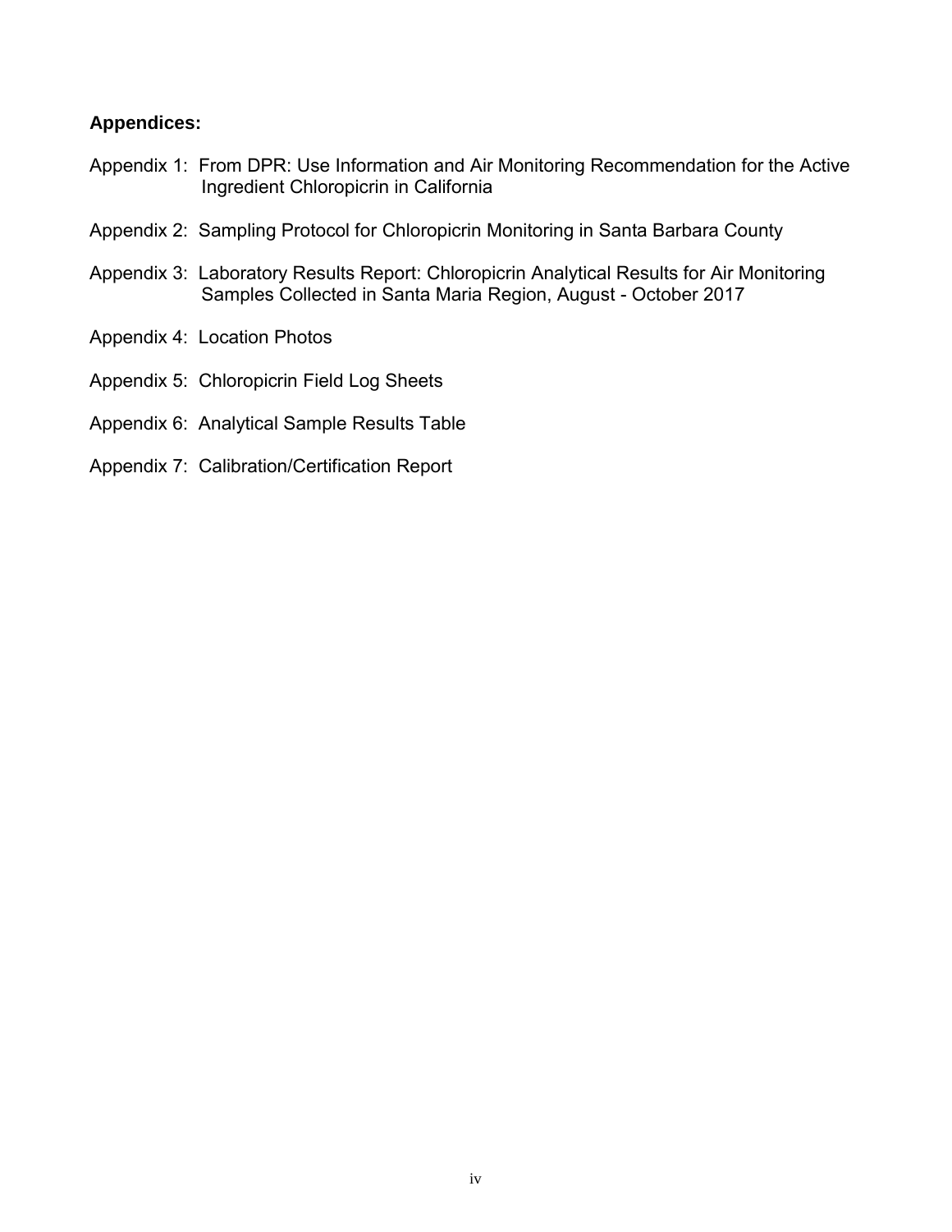**Appendices:**

Appendix 1: From DPR: Use Information and Air Monitoring Recommendation for the Active Ingredient Chloropicrin in California

Appendix 2: Sampling Protocol for Chloropicrin Monitoring in Santa Barbara County

Appendix 3: Laboratory Results Report: Chloropicrin Analytical Results for Air Monitoring Samples Collected in Santa Maria Region, August - October 2017

Appendix 4: Location Photos

Appendix 5: Chloropicrin Field Log Sheets

Appendix 6: Analytical Sample Results Table

Appendix 7: Calibration/Certification Report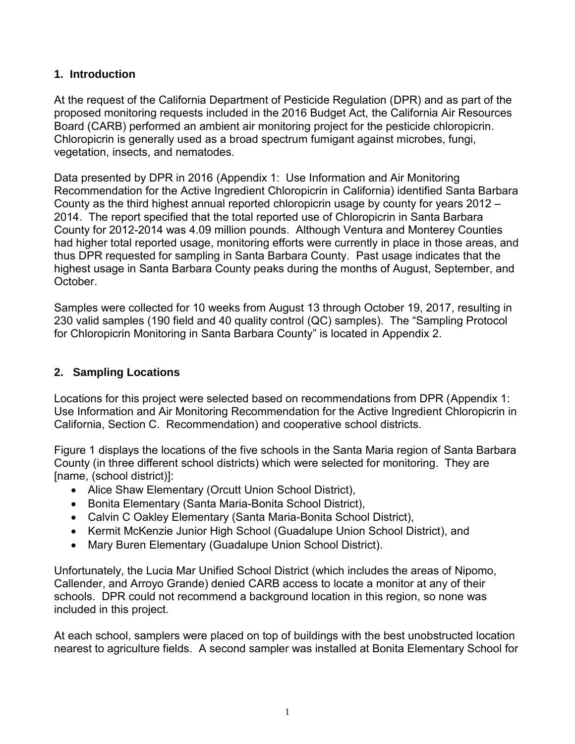## 1. Introduction

At the request of the California Department of Pesticide Regulation (DPR) and as part of the proposed monitoring requests included in the 2016 Budget Act, the California Air Resources Board (CARB) performed an ambient air monitoring project for the pesticide chloropicrin. Chloropicrin is generally used as a broad spectrum fumigant against microbes, fungi, vegetation, insects, and nematodes.

Data presented by DPR in 2016 (Appendix 1: Use Information and Air Monitoring Recommendation for the Active Ingredient Chloropicrin in California) identified Santa Barbara County as the third highest annual reported chloropicrin usage by county for years 2012 – 2014. The report specified that the total reported use of Chloropicrin in Santa Barbara County for 2012-2014 was 4.09 million pounds. Although Ventura and Monterey Counties had higher total reported usage, monitoring efforts were currently in place in those areas, and thus DPR requested for sampling in Santa Barbara County. Past usage indicates that the highest usage in Santa Barbara County peaks during the months of August, September, and October.

Samples were collected for 10 weeks from August 13 through October 19, 2017, resulting in 230 valid samples (190 field and 40 quality control (QC) samples). The "Sampling Protocol for Chloropicrin Monitoring in Santa Barbara County" is located in Appendix 2.

## 2. Sampling Locations

Locations for this project were selected based on recommendations from DPR (Appendix 1: Use Information and Air Monitoring Recommendation for the Active Ingredient Chloropicrin in California, Section C. Recommendation) and cooperative school districts.

Figure 1 displays the locations of the five schools in the Santa Maria region of Santa Barbara County (in three different school districts) which were selected for monitoring. They are [name, (school district)]:

- Alice Shaw Elementary (Orcutt Union School District),
- Bonita Elementary (Santa Maria-Bonita School District),
- Calvin C Oakley Elementary (Santa Maria-Bonita School District),
- Kermit McKenzie Junior High School (Guadalupe Union School District), and
- Mary Buren Elementary (Guadalupe Union School District).

Unfortunately, the Lucia Mar Unified School District (which includes the areas of Nipomo, Callender, and Arroyo Grande) denied CARB access to locate a monitor at any of their schools. DPR could not recommend a background location in this region, so none was included in this project.

At each school, samplers were placed on top of buildings with the best unobstructed location nearest to agriculture fields. A second sampler was installed at Bonita Elementary School for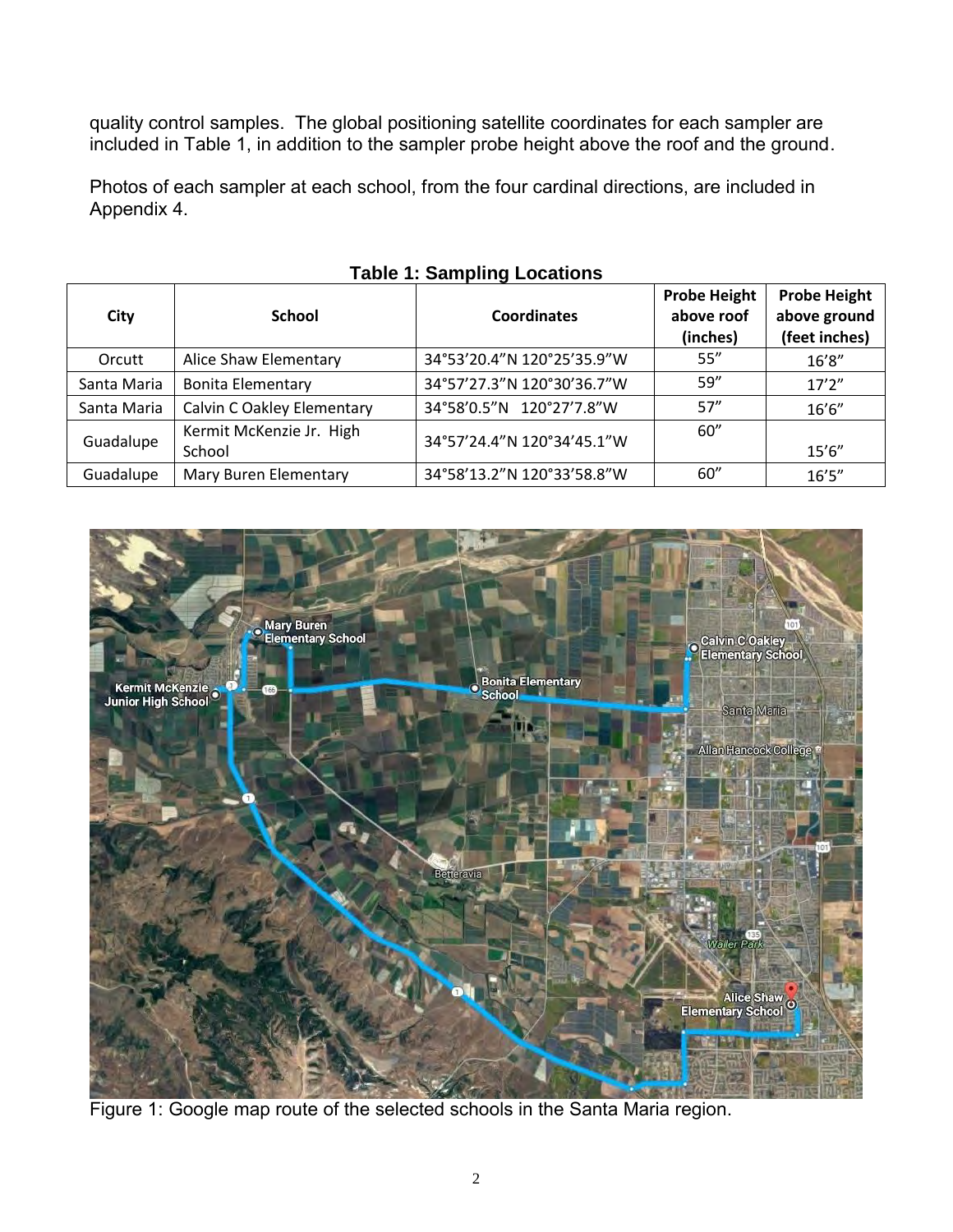quality control samples. The global positioning satellite coordinates for each sampler are included in Table 1, in addition to the sampler probe height above the roof and the ground.

Photos of each sampler at each school, from the four cardinal directions, are included in Appendix 4.

**Table 1: Sampling Locations**

| City | School | Coordinates | Probe Height above roof (inches) | Probe Height above ground (feet inches) |
|---|---|---|---|---|
| Orcutt | Alice Shaw Elementary | 34°53'20.4"N 120°25'35.9"W | 55" | 16'8" |
| Santa Maria | Bonita Elementary | 34°57'27.3"N 120°30'36.7"W | 59" | 17'2" |
| Santa Maria | Calvin C Oakley Elementary | 34°58'0.5"N 120°27'7.8"W | 57" | 16'6" |
| Guadalupe | Kermit McKenzie Jr. High School | 34°57'24.4"N 120°34'45.1"W | 60" | 15'6" |
| Guadalupe | Mary Buren Elementary | 34°58'13.2"N 120°33'58.8"W | 60" | 16'5" |

Figure 1: Google map route of the selected schools in the Santa Maria region.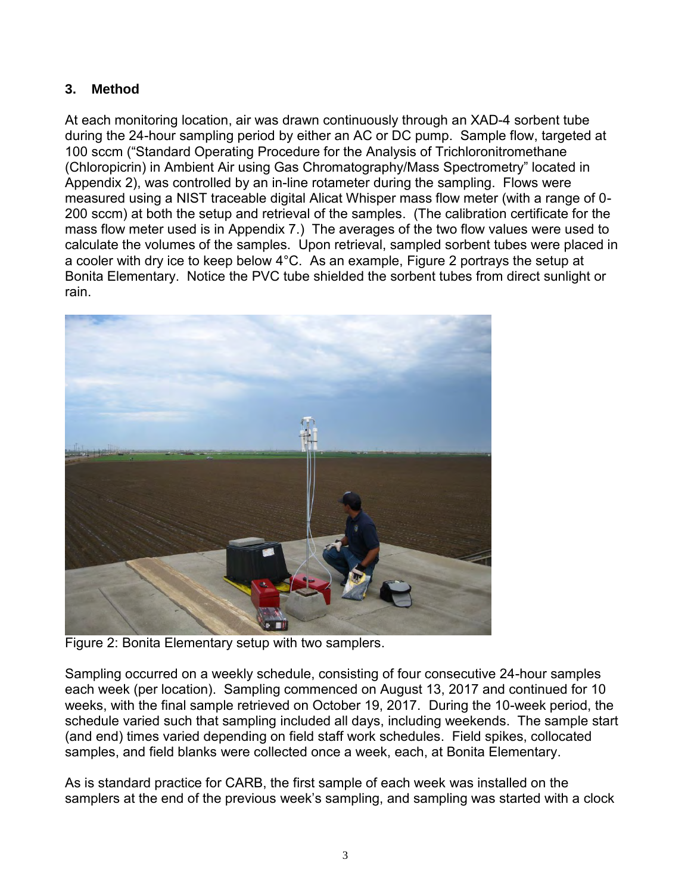## 3. Method

At each monitoring location, air was drawn continuously through an XAD-4 sorbent tube during the 24-hour sampling period by either an AC or DC pump. Sample flow, targeted at 100 sccm ("Standard Operating Procedure for the Analysis of Trichloronitromethane (Chloropicrin) in Ambient Air using Gas Chromatography/Mass Spectrometry" located in Appendix 2), was controlled by an in-line rotameter during the sampling. Flows were measured using a NIST traceable digital Alicat Whisper mass flow meter (with a range of 0-200 sccm) at both the setup and retrieval of the samples. (The calibration certificate for the mass flow meter used is in Appendix 7.) The averages of the two flow values were used to calculate the volumes of the samples. Upon retrieval, sampled sorbent tubes were placed in a cooler with dry ice to keep below 4°C. As an example, Figure 2 portrays the setup at Bonita Elementary. Notice the PVC tube shielded the sorbent tubes from direct sunlight or rain.

Figure 2: Bonita Elementary setup with two samplers.

Sampling occurred on a weekly schedule, consisting of four consecutive 24-hour samples each week (per location). Sampling commenced on August 13, 2017 and continued for 10 weeks, with the final sample retrieved on October 19, 2017. During the 10-week period, the schedule varied such that sampling included all days, including weekends. The sample start (and end) times varied depending on field staff work schedules. Field spikes, collocated samples, and field blanks were collected once a week, each, at Bonita Elementary.

As is standard practice for CARB, the first sample of each week was installed on the samplers at the end of the previous week's sampling, and sampling was started with a clock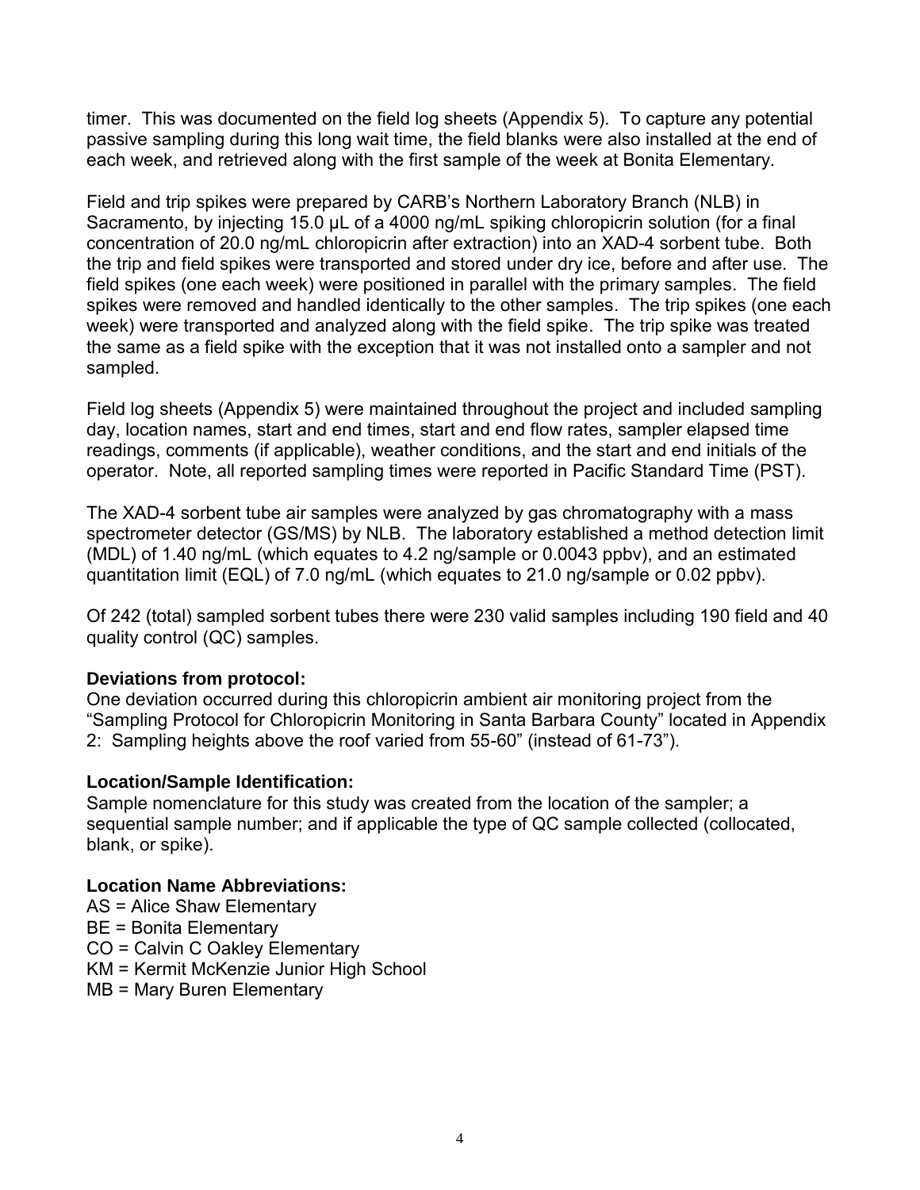timer. This was documented on the field log sheets (Appendix 5). To capture any potential passive sampling during this long wait time, the field blanks were also installed at the end of each week, and retrieved along with the first sample of the week at Bonita Elementary.

Field and trip spikes were prepared by CARB's Northern Laboratory Branch (NLB) in Sacramento, by injecting 15.0 µL of a 4000 ng/mL spiking chloropicrin solution (for a final concentration of 20.0 ng/mL chloropicrin after extraction) into an XAD-4 sorbent tube. Both the trip and field spikes were transported and stored under dry ice, before and after use. The field spikes (one each week) were positioned in parallel with the primary samples. The field spikes were removed and handled identically to the other samples. The trip spikes (one each week) were transported and analyzed along with the field spike. The trip spike was treated the same as a field spike with the exception that it was not installed onto a sampler and not sampled.

Field log sheets (Appendix 5) were maintained throughout the project and included sampling day, location names, start and end times, start and end flow rates, sampler elapsed time readings, comments (if applicable), weather conditions, and the start and end initials of the operator. Note, all reported sampling times were reported in Pacific Standard Time (PST).

The XAD-4 sorbent tube air samples were analyzed by gas chromatography with a mass spectrometer detector (GS/MS) by NLB. The laboratory established a method detection limit (MDL) of 1.40 ng/mL (which equates to 4.2 ng/sample or 0.0043 ppbv), and an estimated quantitation limit (EQL) of 7.0 ng/mL (which equates to 21.0 ng/sample or 0.02 ppbv).

Of 242 (total) sampled sorbent tubes there were 230 valid samples including 190 field and 40 quality control (QC) samples.

**Deviations from protocol:**
One deviation occurred during this chloropicrin ambient air monitoring project from the "Sampling Protocol for Chloropicrin Monitoring in Santa Barbara County" located in Appendix 2: Sampling heights above the roof varied from 55-60" (instead of 61-73").

**Location/Sample Identification:**
Sample nomenclature for this study was created from the location of the sampler; a sequential sample number; and if applicable the type of QC sample collected (collocated, blank, or spike).

**Location Name Abbreviations:**
AS = Alice Shaw Elementary
BE = Bonita Elementary
CO = Calvin C Oakley Elementary
KM = Kermit McKenzie Junior High School
MB = Mary Buren Elementary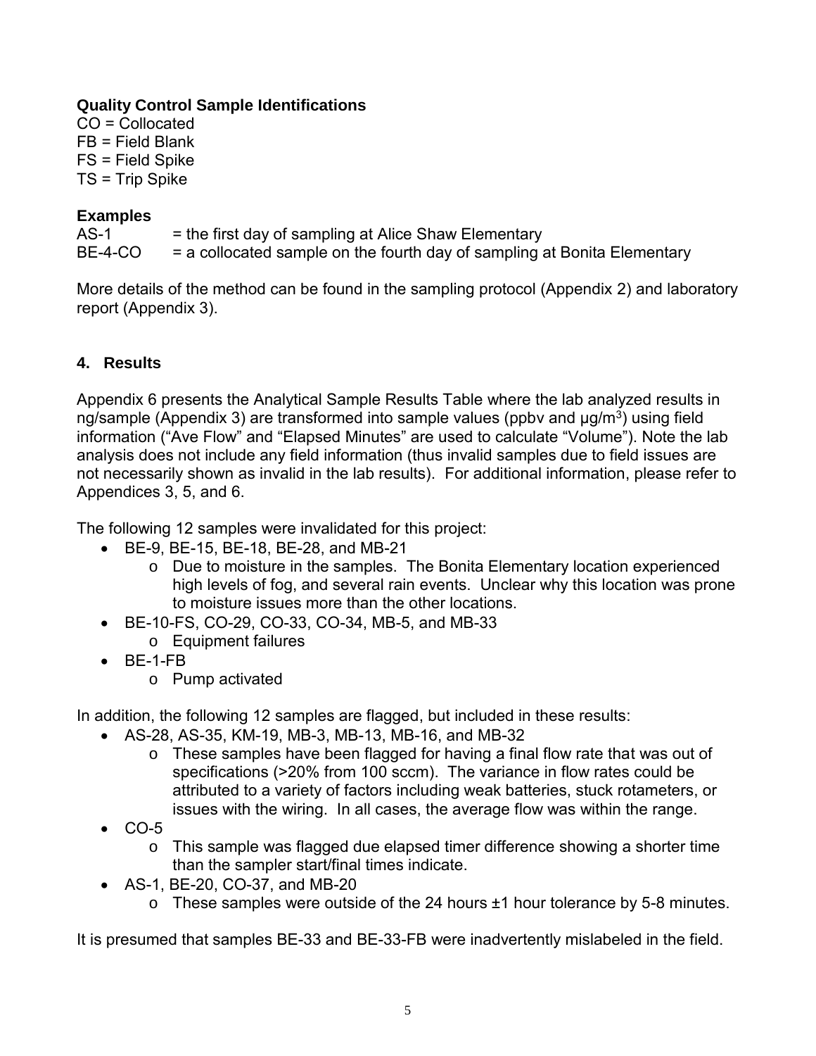**Quality Control Sample Identifications**
CO = Collocated
FB = Field Blank
FS = Field Spike
TS = Trip Spike

**Examples**

AS-1 = the first day of sampling at Alice Shaw Elementary
BE-4-CO = a collocated sample on the fourth day of sampling at Bonita Elementary

More details of the method can be found in the sampling protocol (Appendix 2) and laboratory report (Appendix 3).

## 4. Results

Appendix 6 presents the Analytical Sample Results Table where the lab analyzed results in ng/sample (Appendix 3) are transformed into sample values (ppbv and µg/m$^3$) using field information ("Ave Flow" and "Elapsed Minutes" are used to calculate "Volume"). Note the lab analysis does not include any field information (thus invalid samples due to field issues are not necessarily shown as invalid in the lab results). For additional information, please refer to Appendices 3, 5, and 6.

The following 12 samples were invalidated for this project:

- BE-9, BE-15, BE-18, BE-28, and MB-21
  - Due to moisture in the samples. The Bonita Elementary location experienced high levels of fog, and several rain events. Unclear why this location was prone to moisture issues more than the other locations.
- BE-10-FS, CO-29, CO-33, CO-34, MB-5, and MB-33
  - Equipment failures
- BE-1-FB
  - Pump activated

In addition, the following 12 samples are flagged, but included in these results:

- AS-28, AS-35, KM-19, MB-3, MB-13, MB-16, and MB-32
  - These samples have been flagged for having a final flow rate that was out of specifications (>20% from 100 sccm). The variance in flow rates could be attributed to a variety of factors including weak batteries, stuck rotameters, or issues with the wiring. In all cases, the average flow was within the range.
- CO-5
  - This sample was flagged due elapsed timer difference showing a shorter time than the sampler start/final times indicate.
- AS-1, BE-20, CO-37, and MB-20
  - These samples were outside of the 24 hours ±1 hour tolerance by 5-8 minutes.

It is presumed that samples BE-33 and BE-33-FB were inadvertently mislabeled in the field.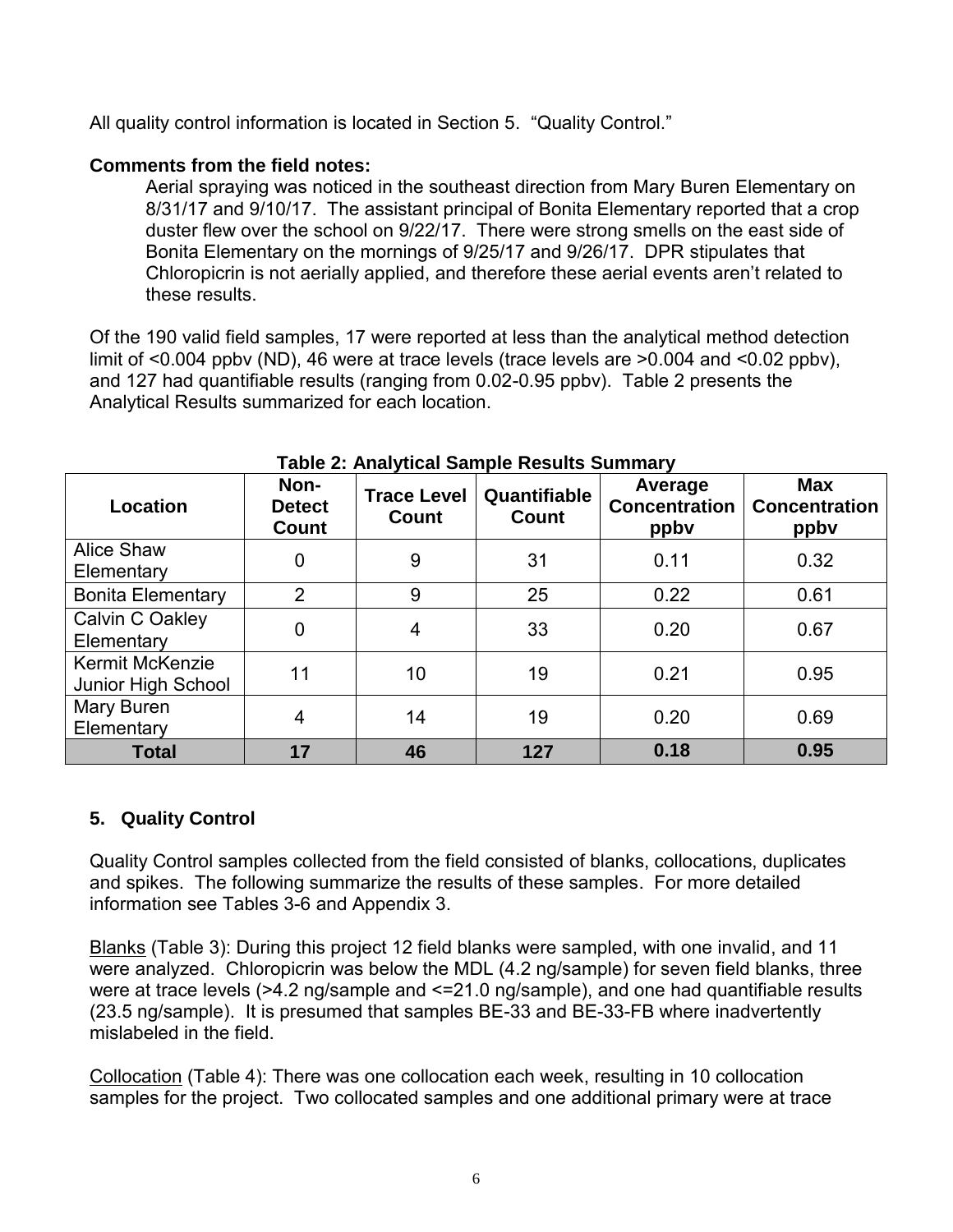All quality control information is located in Section 5. "Quality Control."

**Comments from the field notes:**

Aerial spraying was noticed in the southeast direction from Mary Buren Elementary on 8/31/17 and 9/10/17. The assistant principal of Bonita Elementary reported that a crop duster flew over the school on 9/22/17. There were strong smells on the east side of Bonita Elementary on the mornings of 9/25/17 and 9/26/17. DPR stipulates that Chloropicrin is not aerially applied, and therefore these aerial events aren't related to these results.

Of the 190 valid field samples, 17 were reported at less than the analytical method detection limit of <0.004 ppbv (ND), 46 were at trace levels (trace levels are >0.004 and <0.02 ppbv), and 127 had quantifiable results (ranging from 0.02-0.95 ppbv). Table 2 presents the Analytical Results summarized for each location.

**Table 2: Analytical Sample Results Summary**

| Location | Non-Detect Count | Trace Level Count | Quantifiable Count | Average Concentration ppbv | Max Concentration ppbv |
|---|---|---|---|---|---|
| Alice Shaw Elementary | 0 | 9 | 31 | 0.11 | 0.32 |
| Bonita Elementary | 2 | 9 | 25 | 0.22 | 0.61 |
| Calvin C Oakley Elementary | 0 | 4 | 33 | 0.20 | 0.67 |
| Kermit McKenzie Junior High School | 11 | 10 | 19 | 0.21 | 0.95 |
| Mary Buren Elementary | 4 | 14 | 19 | 0.20 | 0.69 |
| **Total** | **17** | **46** | **127** | **0.18** | **0.95** |

## 5. Quality Control

Quality Control samples collected from the field consisted of blanks, collocations, duplicates and spikes. The following summarize the results of these samples. For more detailed information see Tables 3-6 and Appendix 3.

Blanks (Table 3): During this project 12 field blanks were sampled, with one invalid, and 11 were analyzed. Chloropicrin was below the MDL (4.2 ng/sample) for seven field blanks, three were at trace levels (>4.2 ng/sample and <=21.0 ng/sample), and one had quantifiable results (23.5 ng/sample). It is presumed that samples BE-33 and BE-33-FB where inadvertently mislabeled in the field.

Collocation (Table 4): There was one collocation each week, resulting in 10 collocation samples for the project. Two collocated samples and one additional primary were at trace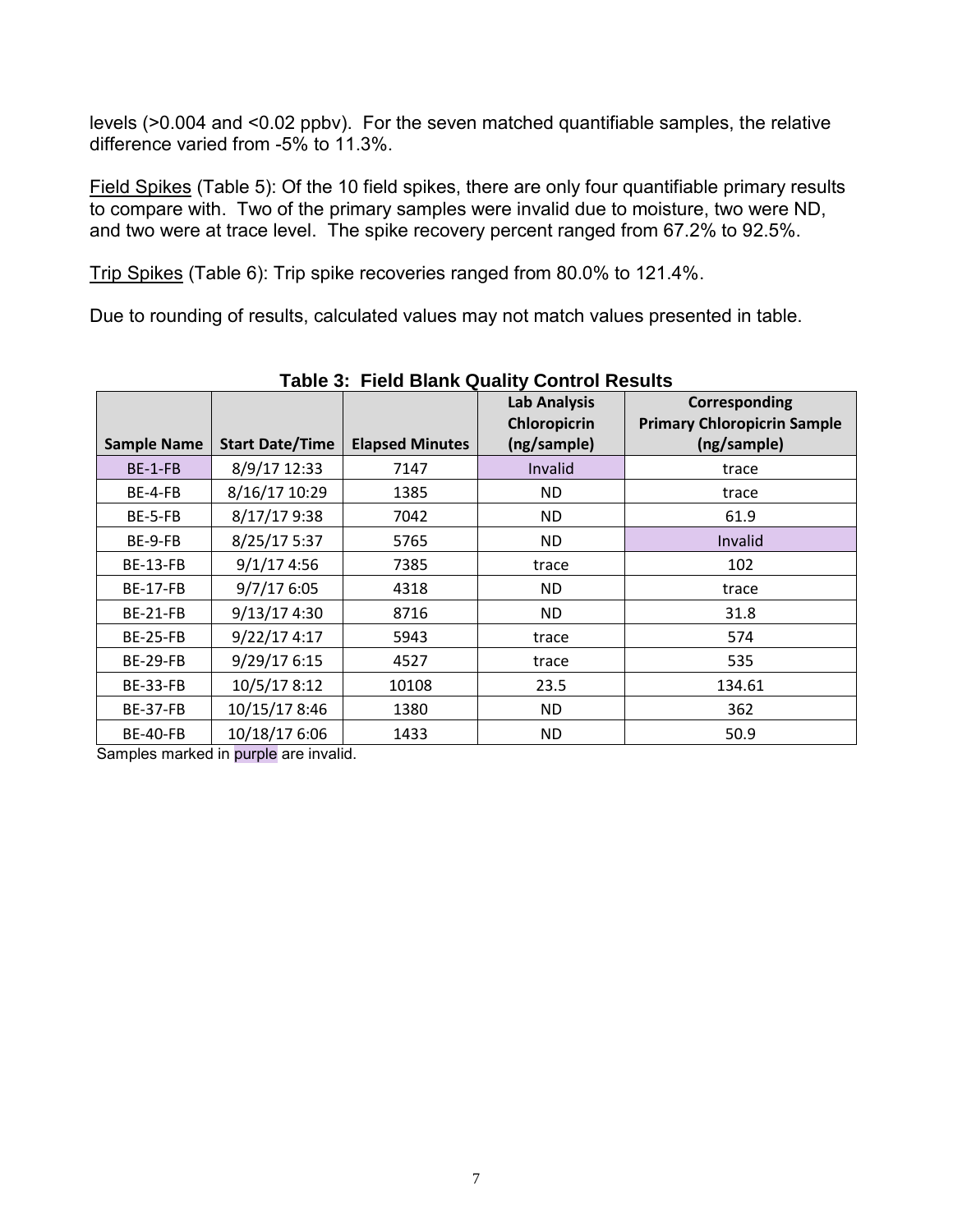levels (>0.004 and <0.02 ppbv). For the seven matched quantifiable samples, the relative difference varied from -5% to 11.3%.

Field Spikes (Table 5): Of the 10 field spikes, there are only four quantifiable primary results to compare with. Two of the primary samples were invalid due to moisture, two were ND, and two were at trace level. The spike recovery percent ranged from 67.2% to 92.5%.

Trip Spikes (Table 6): Trip spike recoveries ranged from 80.0% to 121.4%.

Due to rounding of results, calculated values may not match values presented in table.

**Table 3: Field Blank Quality Control Results**

| Sample Name | Start Date/Time | Elapsed Minutes | Lab Analysis Chloropicrin (ng/sample) | Corresponding Primary Chloropicrin Sample (ng/sample) |
|---|---|---|---|---|
| BE-1-FB | 8/9/17 12:33 | 7147 | Invalid | trace |
| BE-4-FB | 8/16/17 10:29 | 1385 | ND | trace |
| BE-5-FB | 8/17/17 9:38 | 7042 | ND | 61.9 |
| BE-9-FB | 8/25/17 5:37 | 5765 | ND | Invalid |
| BE-13-FB | 9/1/17 4:56 | 7385 | trace | 102 |
| BE-17-FB | 9/7/17 6:05 | 4318 | ND | trace |
| BE-21-FB | 9/13/17 4:30 | 8716 | ND | 31.8 |
| BE-25-FB | 9/22/17 4:17 | 5943 | trace | 574 |
| BE-29-FB | 9/29/17 6:15 | 4527 | trace | 535 |
| BE-33-FB | 10/5/17 8:12 | 10108 | 23.5 | 134.61 |
| BE-37-FB | 10/15/17 8:46 | 1380 | ND | 362 |
| BE-40-FB | 10/18/17 6:06 | 1433 | ND | 50.9 |

Samples marked in purple are invalid.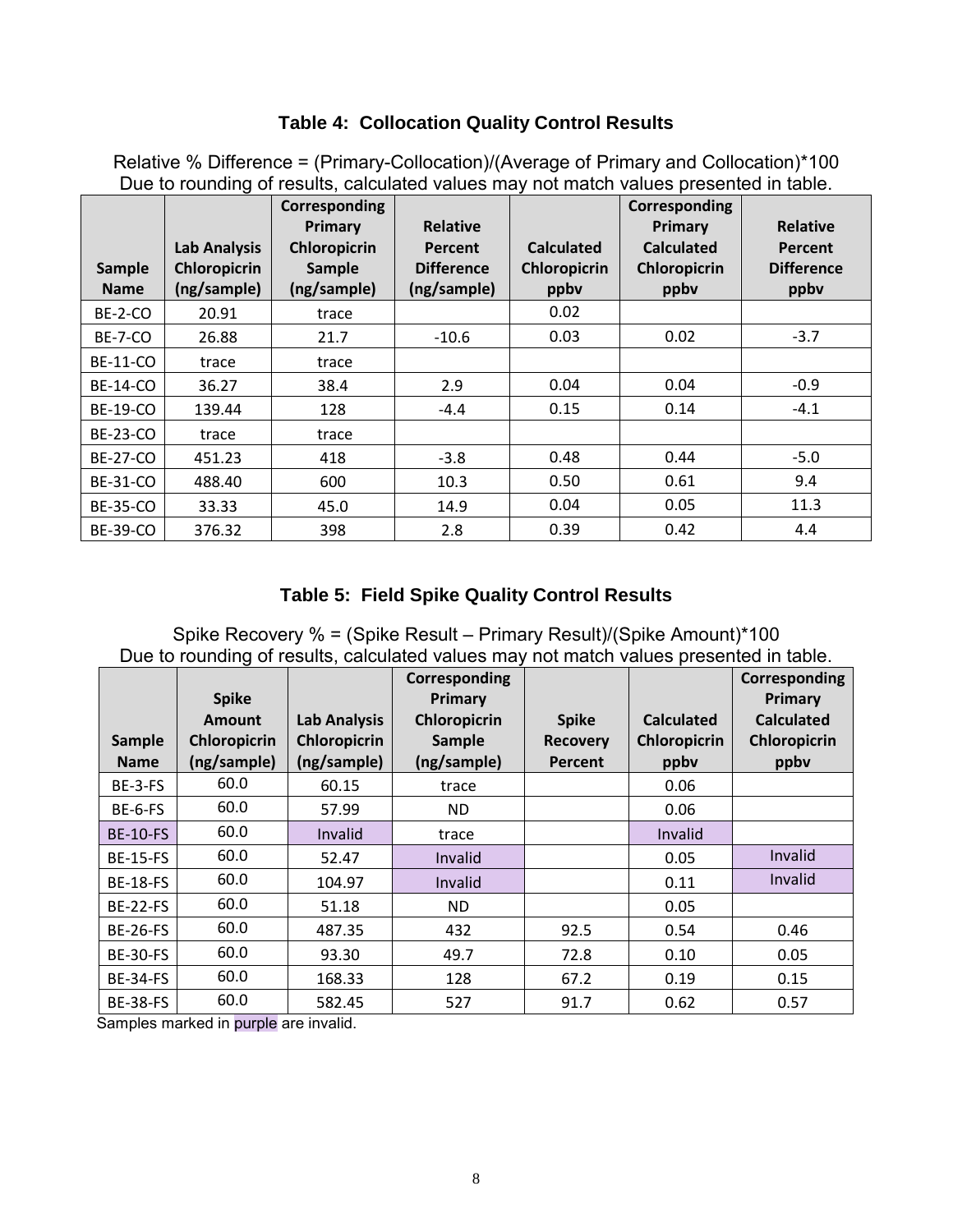## Table 4: Collocation Quality Control Results

Relative % Difference = (Primary-Collocation)/(Average of Primary and Collocation)*100
Due to rounding of results, calculated values may not match values presented in table.

| Sample Name | Lab Analysis Chloropicrin (ng/sample) | Corresponding Primary Chloropicrin Sample (ng/sample) | Relative Percent Difference (ng/sample) | Calculated Chloropicrin ppbv | Corresponding Primary Calculated Chloropicrin ppbv | Relative Percent Difference ppbv |
|---|---|---|---|---|---|---|
| BE-2-CO | 20.91 | trace | | 0.02 | | |
| BE-7-CO | 26.88 | 21.7 | -10.6 | 0.03 | 0.02 | -3.7 |
| BE-11-CO | trace | trace | | | | |
| BE-14-CO | 36.27 | 38.4 | 2.9 | 0.04 | 0.04 | -0.9 |
| BE-19-CO | 139.44 | 128 | -4.4 | 0.15 | 0.14 | -4.1 |
| BE-23-CO | trace | trace | | | | |
| BE-27-CO | 451.23 | 418 | -3.8 | 0.48 | 0.44 | -5.0 |
| BE-31-CO | 488.40 | 600 | 10.3 | 0.50 | 0.61 | 9.4 |
| BE-35-CO | 33.33 | 45.0 | 14.9 | 0.04 | 0.05 | 11.3 |
| BE-39-CO | 376.32 | 398 | 2.8 | 0.39 | 0.42 | 4.4 |

## Table 5: Field Spike Quality Control Results

Spike Recovery % = (Spike Result – Primary Result)/(Spike Amount)*100
Due to rounding of results, calculated values may not match values presented in table.

| Sample Name | Spike Amount Chloropicrin (ng/sample) | Lab Analysis Chloropicrin (ng/sample) | Corresponding Primary Chloropicrin Sample (ng/sample) | Spike Recovery Percent | Calculated Chloropicrin ppbv | Corresponding Primary Calculated Chloropicrin ppbv |
|---|---|---|---|---|---|---|
| BE-3-FS | 60.0 | 60.15 | trace | | 0.06 | |
| BE-6-FS | 60.0 | 57.99 | ND | | 0.06 | |
| BE-10-FS | 60.0 | Invalid | trace | | Invalid | |
| BE-15-FS | 60.0 | 52.47 | Invalid | | 0.05 | Invalid |
| BE-18-FS | 60.0 | 104.97 | Invalid | | 0.11 | Invalid |
| BE-22-FS | 60.0 | 51.18 | ND | | 0.05 | |
| BE-26-FS | 60.0 | 487.35 | 432 | 92.5 | 0.54 | 0.46 |
| BE-30-FS | 60.0 | 93.30 | 49.7 | 72.8 | 0.10 | 0.05 |
| BE-34-FS | 60.0 | 168.33 | 128 | 67.2 | 0.19 | 0.15 |
| BE-38-FS | 60.0 | 582.45 | 527 | 91.7 | 0.62 | 0.57 |

Samples marked in purple are invalid.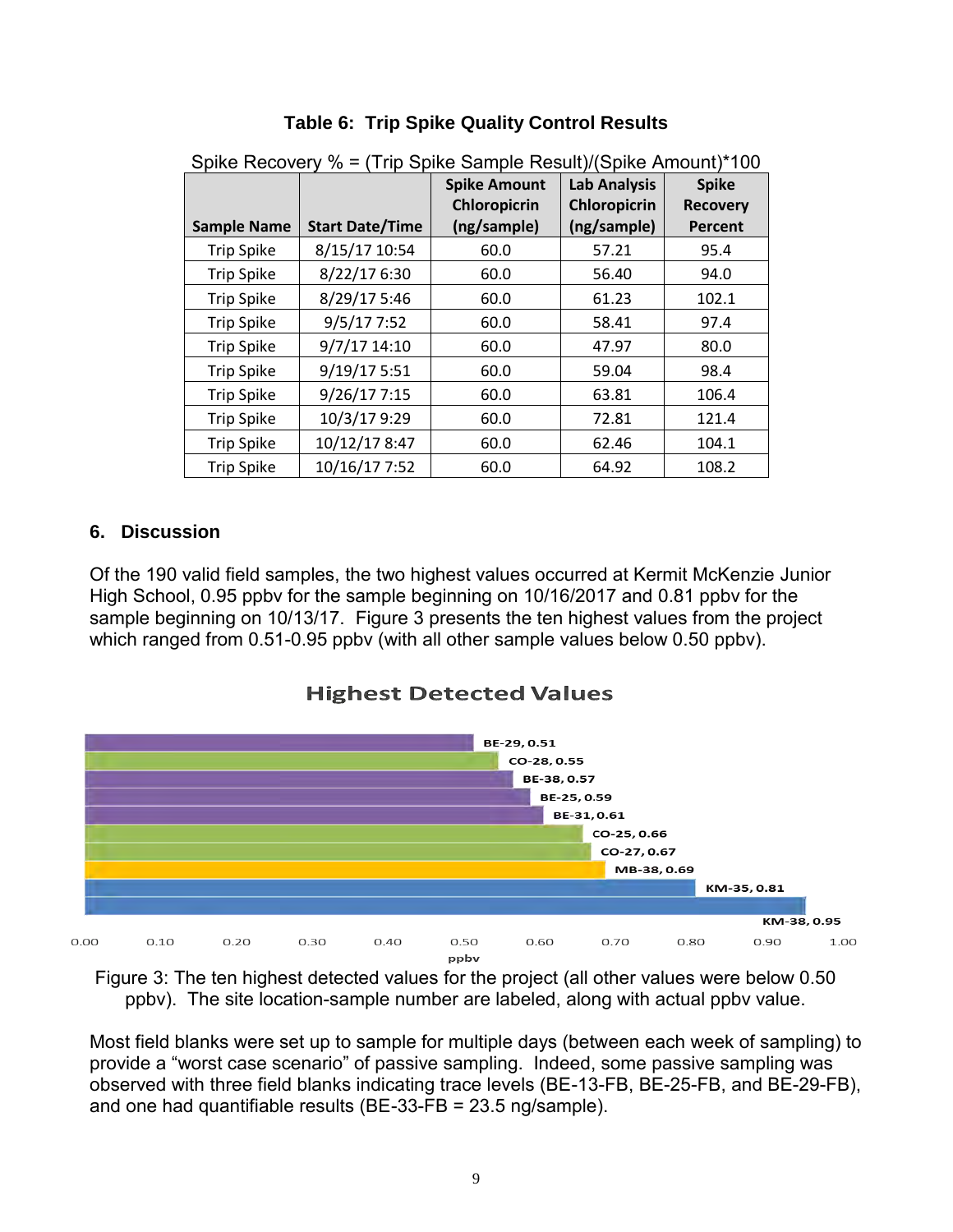**Table 6: Trip Spike Quality Control Results**

Spike Recovery % = (Trip Spike Sample Result)/(Spike Amount)*100

| Sample Name | Start Date/Time | Spike Amount Chloropicrin (ng/sample) | Lab Analysis Chloropicrin (ng/sample) | Spike Recovery Percent |
|---|---|---|---|---|
| Trip Spike | 8/15/17 10:54 | 60.0 | 57.21 | 95.4 |
| Trip Spike | 8/22/17 6:30 | 60.0 | 56.40 | 94.0 |
| Trip Spike | 8/29/17 5:46 | 60.0 | 61.23 | 102.1 |
| Trip Spike | 9/5/17 7:52 | 60.0 | 58.41 | 97.4 |
| Trip Spike | 9/7/17 14:10 | 60.0 | 47.97 | 80.0 |
| Trip Spike | 9/19/17 5:51 | 60.0 | 59.04 | 98.4 |
| Trip Spike | 9/26/17 7:15 | 60.0 | 63.81 | 106.4 |
| Trip Spike | 10/3/17 9:29 | 60.0 | 72.81 | 121.4 |
| Trip Spike | 10/12/17 8:47 | 60.0 | 62.46 | 104.1 |
| Trip Spike | 10/16/17 7:52 | 60.0 | 64.92 | 108.2 |

## 6. Discussion

Of the 190 valid field samples, the two highest values occurred at Kermit McKenzie Junior High School, 0.95 ppbv for the sample beginning on 10/16/2017 and 0.81 ppbv for the sample beginning on 10/13/17. Figure 3 presents the ten highest values from the project which ranged from 0.51-0.95 ppbv (with all other sample values below 0.50 ppbv).

**Highest Detected Values**

| Site-Sample | ppbv |
|---|---|
| BE-29 | 0.51 |
| CO-28 | 0.55 |
| BE-38 | 0.57 |
| BE-25 | 0.59 |
| BE-31 | 0.61 |
| CO-25 | 0.66 |
| CO-27 | 0.67 |
| MB-38 | 0.69 |
| KM-35 | 0.81 |
| KM-38 | 0.95 |

Figure 3: The ten highest detected values for the project (all other values were below 0.50 ppbv). The site location-sample number are labeled, along with actual ppbv value.

Most field blanks were set up to sample for multiple days (between each week of sampling) to provide a "worst case scenario" of passive sampling. Indeed, some passive sampling was observed with three field blanks indicating trace levels (BE-13-FB, BE-25-FB, and BE-29-FB), and one had quantifiable results (BE-33-FB = 23.5 ng/sample).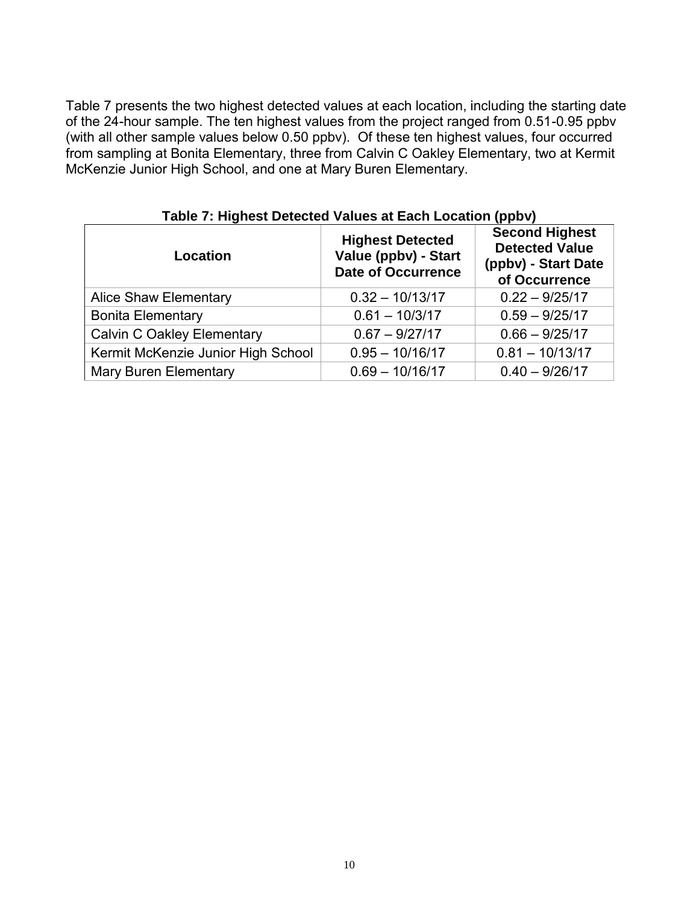Table 7 presents the two highest detected values at each location, including the starting date of the 24-hour sample. The ten highest values from the project ranged from 0.51-0.95 ppbv (with all other sample values below 0.50 ppbv). Of these ten highest values, four occurred from sampling at Bonita Elementary, three from Calvin C Oakley Elementary, two at Kermit McKenzie Junior High School, and one at Mary Buren Elementary.

**Table 7: Highest Detected Values at Each Location (ppbv)**

| Location | Highest Detected Value (ppbv) - Start Date of Occurrence | Second Highest Detected Value (ppbv) - Start Date of Occurrence |
|---|---|---|
| Alice Shaw Elementary | 0.32 – 10/13/17 | 0.22 – 9/25/17 |
| Bonita Elementary | 0.61 – 10/3/17 | 0.59 – 9/25/17 |
| Calvin C Oakley Elementary | 0.67 – 9/27/17 | 0.66 – 9/25/17 |
| Kermit McKenzie Junior High School | 0.95 – 10/16/17 | 0.81 – 10/13/17 |
| Mary Buren Elementary | 0.69 – 10/16/17 | 0.40 – 9/26/17 |